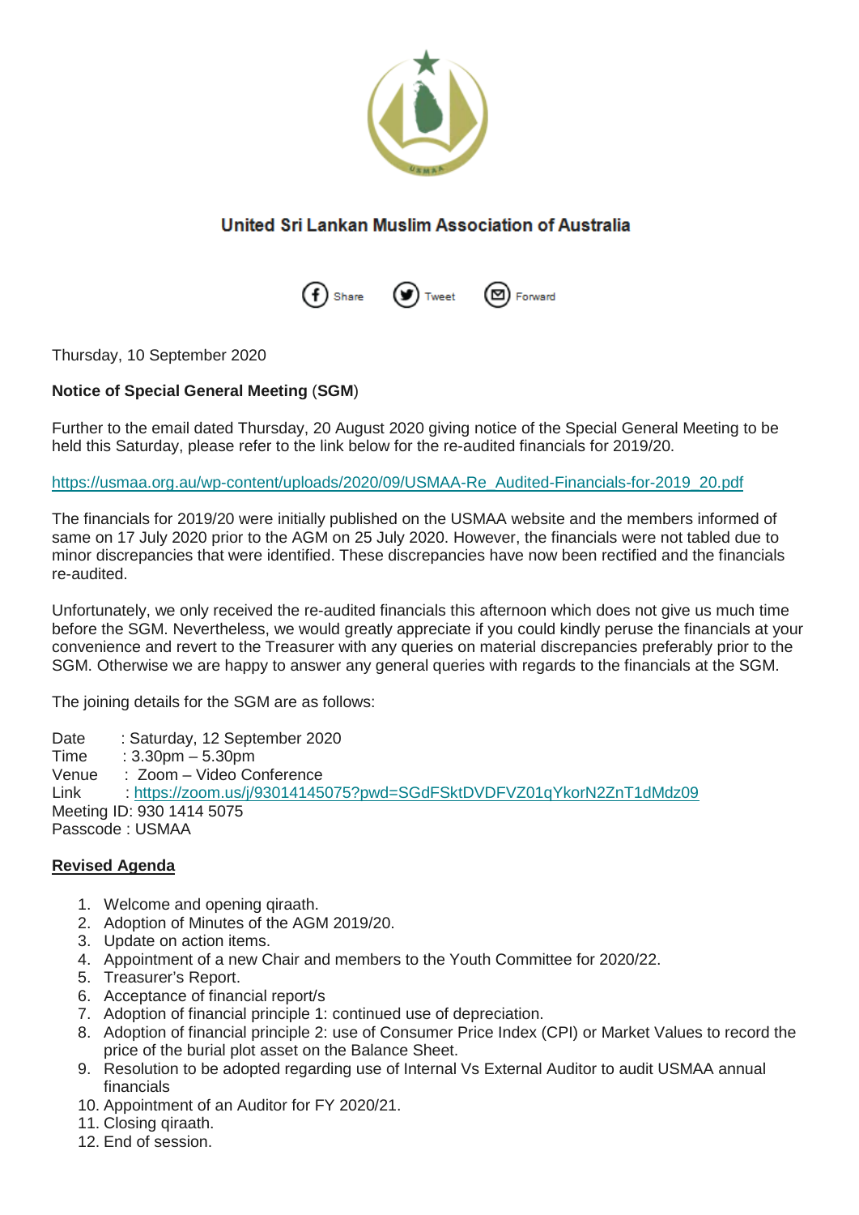# United Sri Lankan Muslim Association of Australia

Share Tweet Forward

Thursday, 10 September 2020

**Notice of Special General Meeting** (**SGM**)

Further to the email dated Thursday, 20 August 2020 giving notice of the Special General Meeting to be held this Saturday, please refer to the link below for the re-audited financials for 2019/20.

https://usmaa.org.au/wp-content/uploads/2020/09/USMAA-Re_Audited-Financials-for-2019_20.pdf

The financials for 2019/20 were initially published on the USMAA website and the members informed of same on 17 July 2020 prior to the AGM on 25 July 2020. However, the financials were not tabled due to minor discrepancies that were identified. These discrepancies have now been rectified and the financials re-audited.

Unfortunately, we only received the re-audited financials this afternoon which does not give us much time before the SGM. Nevertheless, we would greatly appreciate if you could kindly peruse the financials at your convenience and revert to the Treasurer with any queries on material discrepancies preferably prior to the SGM. Otherwise we are happy to answer any general queries with regards to the financials at the SGM.

The joining details for the SGM are as follows:

Date : Saturday, 12 September 2020
Time : 3.30pm – 5.30pm
Venue : Zoom – Video Conference
Link : https://zoom.us/j/93014145075?pwd=SGdFSktDVDFVZ01qYkorN2ZnT1dMdz09
Meeting ID: 930 1414 5075
Passcode : USMAA

**<u>Revised Agenda</u>**

1. Welcome and opening qiraath.
2. Adoption of Minutes of the AGM 2019/20.
3. Update on action items.
4. Appointment of a new Chair and members to the Youth Committee for 2020/22.
5. Treasurer's Report.
6. Acceptance of financial report/s
7. Adoption of financial principle 1: continued use of depreciation.
8. Adoption of financial principle 2: use of Consumer Price Index (CPI) or Market Values to record the price of the burial plot asset on the Balance Sheet.
9. Resolution to be adopted regarding use of Internal Vs External Auditor to audit USMAA annual financials
10. Appointment of an Auditor for FY 2020/21.
11. Closing qiraath.
12. End of session.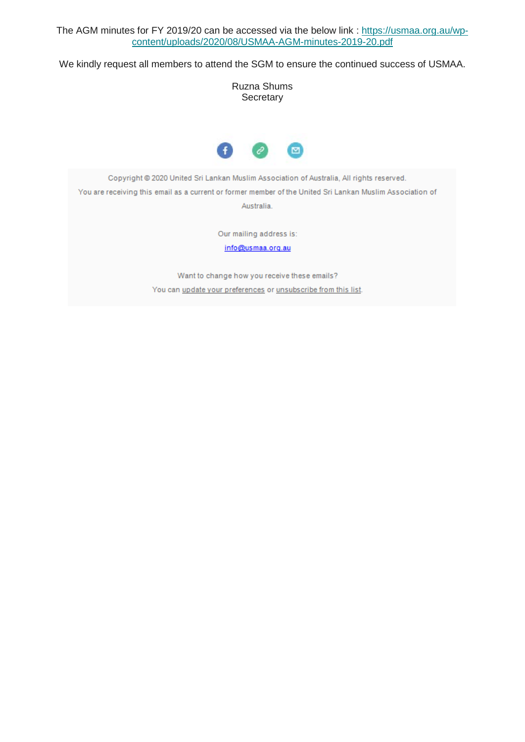The AGM minutes for FY 2019/20 can be accessed via the below link : [https://usmaa.org.au/wp-content/uploads/2020/08/USMAA-AGM-minutes-2019-20.pdf](https://usmaa.org.au/wp-content/uploads/2020/08/USMAA-AGM-minutes-2019-20.pdf)

We kindly request all members to attend the SGM to ensure the continued success of USMAA.

Ruzna Shums
Secretary

Copyright © 2020 United Sri Lankan Muslim Association of Australia, All rights reserved.

You are receiving this email as a current or former member of the United Sri Lankan Muslim Association of Australia.

Our mailing address is:

info@usmaa.org.au

Want to change how you receive these emails?

You can update your preferences or unsubscribe from this list.